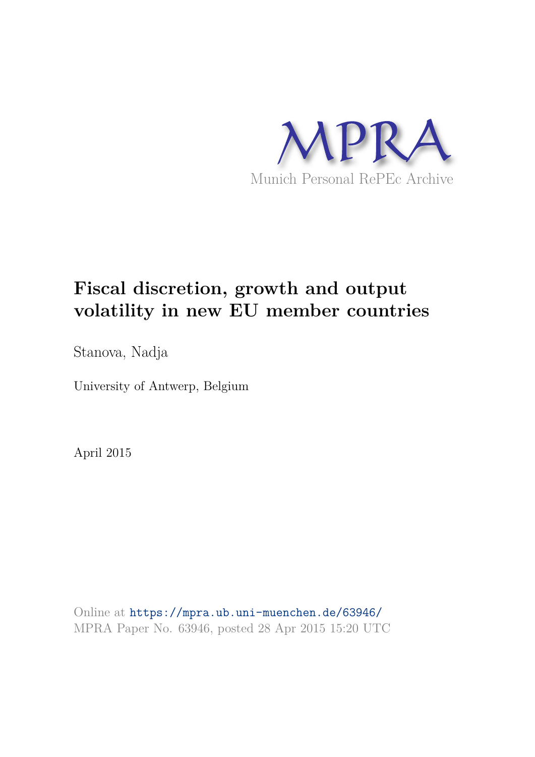MPRA

Munich Personal RePEc Archive

# Fiscal discretion, growth and output volatility in new EU member countries

Stanova, Nadja

University of Antwerp, Belgium

April 2015

Online at https://mpra.ub.uni-muenchen.de/63946/
MPRA Paper No. 63946, posted 28 Apr 2015 15:20 UTC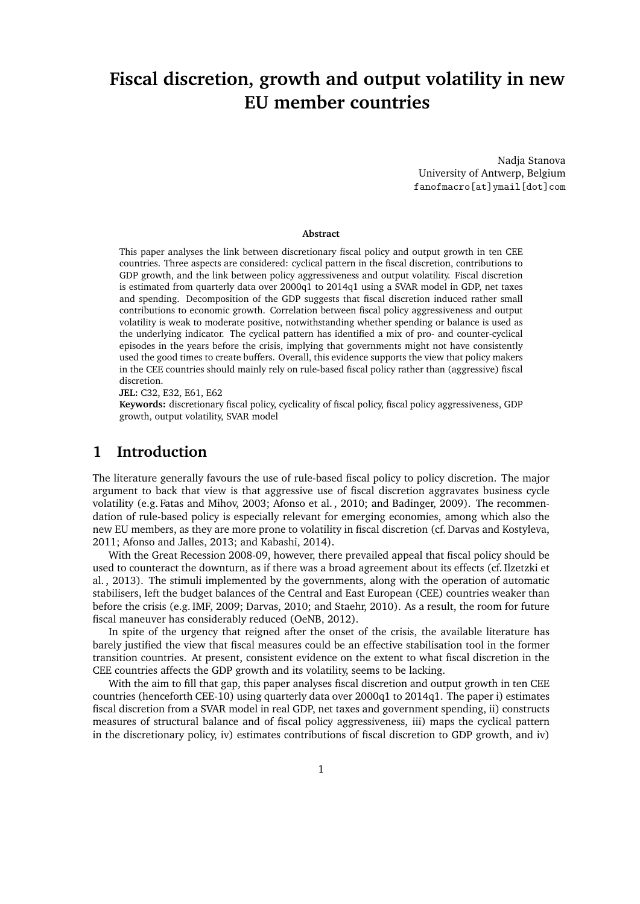# Fiscal discretion, growth and output volatility in new EU member countries

Nadja Stanova  
University of Antwerp, Belgium  
fanofmacro[at]ymail[dot]com

**Abstract**

This paper analyses the link between discretionary fiscal policy and output growth in ten CEE countries. Three aspects are considered: cyclical pattern in the fiscal discretion, contributions to GDP growth, and the link between policy aggressiveness and output volatility. Fiscal discretion is estimated from quarterly data over 2000q1 to 2014q1 using a SVAR model in GDP, net taxes and spending. Decomposition of the GDP suggests that fiscal discretion induced rather small contributions to economic growth. Correlation between fiscal policy aggressiveness and output volatility is weak to moderate positive, notwithstanding whether spending or balance is used as the underlying indicator. The cyclical pattern has identified a mix of pro- and counter-cyclical episodes in the years before the crisis, implying that governments might not have consistently used the good times to create buffers. Overall, this evidence supports the view that policy makers in the CEE countries should mainly rely on rule-based fiscal policy rather than (aggressive) fiscal discretion.

**JEL:** C32, E32, E61, E62

**Keywords:** discretionary fiscal policy, cyclicality of fiscal policy, fiscal policy aggressiveness, GDP growth, output volatility, SVAR model

## 1 Introduction

The literature generally favours the use of rule-based fiscal policy to policy discretion. The major argument to back that view is that aggressive use of fiscal discretion aggravates business cycle volatility (e.g. Fatas and Mihov, 2003; Afonso et al. , 2010; and Badinger, 2009). The recommendation of rule-based policy is especially relevant for emerging economies, among which also the new EU members, as they are more prone to volatility in fiscal discretion (cf. Darvas and Kostyleva, 2011; Afonso and Jalles, 2013; and Kabashi, 2014).

With the Great Recession 2008-09, however, there prevailed appeal that fiscal policy should be used to counteract the downturn, as if there was a broad agreement about its effects (cf. Ilzetzki et al. , 2013). The stimuli implemented by the governments, along with the operation of automatic stabilisers, left the budget balances of the Central and East European (CEE) countries weaker than before the crisis (e.g. IMF, 2009; Darvas, 2010; and Staehr, 2010). As a result, the room for future fiscal maneuver has considerably reduced (OeNB, 2012).

In spite of the urgency that reigned after the onset of the crisis, the available literature has barely justified the view that fiscal measures could be an effective stabilisation tool in the former transition countries. At present, consistent evidence on the extent to what fiscal discretion in the CEE countries affects the GDP growth and its volatility, seems to be lacking.

With the aim to fill that gap, this paper analyses fiscal discretion and output growth in ten CEE countries (henceforth CEE-10) using quarterly data over 2000q1 to 2014q1. The paper i) estimates fiscal discretion from a SVAR model in real GDP, net taxes and government spending, ii) constructs measures of structural balance and of fiscal policy aggressiveness, iii) maps the cyclical pattern in the discretionary policy, iv) estimates contributions of fiscal discretion to GDP growth, and iv)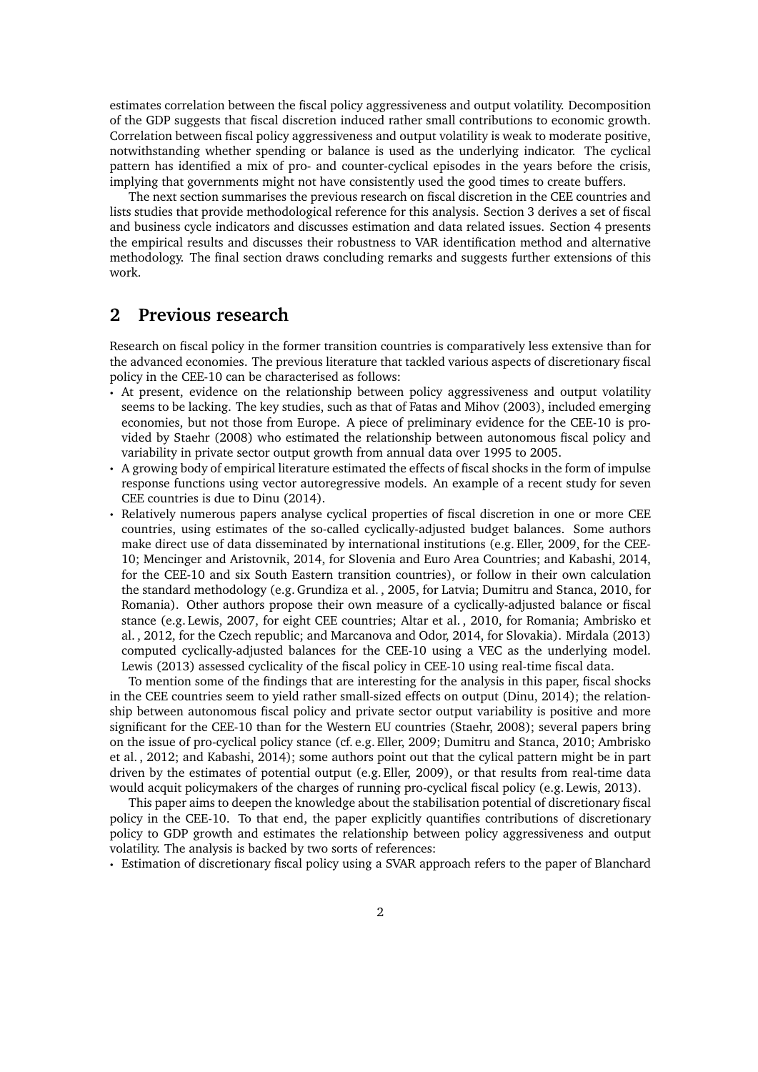estimates correlation between the fiscal policy aggressiveness and output volatility. Decomposition of the GDP suggests that fiscal discretion induced rather small contributions to economic growth. Correlation between fiscal policy aggressiveness and output volatility is weak to moderate positive, notwithstanding whether spending or balance is used as the underlying indicator. The cyclical pattern has identified a mix of pro- and counter-cyclical episodes in the years before the crisis, implying that governments might not have consistently used the good times to create buffers.

The next section summarises the previous research on fiscal discretion in the CEE countries and lists studies that provide methodological reference for this analysis. Section 3 derives a set of fiscal and business cycle indicators and discusses estimation and data related issues. Section 4 presents the empirical results and discusses their robustness to VAR identification method and alternative methodology. The final section draws concluding remarks and suggests further extensions of this work.

## 2 Previous research

Research on fiscal policy in the former transition countries is comparatively less extensive than for the advanced economies. The previous literature that tackled various aspects of discretionary fiscal policy in the CEE-10 can be characterised as follows:

- At present, evidence on the relationship between policy aggressiveness and output volatility seems to be lacking. The key studies, such as that of Fatas and Mihov (2003), included emerging economies, but not those from Europe. A piece of preliminary evidence for the CEE-10 is provided by Staehr (2008) who estimated the relationship between autonomous fiscal policy and variability in private sector output growth from annual data over 1995 to 2005.
- A growing body of empirical literature estimated the effects of fiscal shocks in the form of impulse response functions using vector autoregressive models. An example of a recent study for seven CEE countries is due to Dinu (2014).
- Relatively numerous papers analyse cyclical properties of fiscal discretion in one or more CEE countries, using estimates of the so-called cyclically-adjusted budget balances. Some authors make direct use of data disseminated by international institutions (e.g. Eller, 2009, for the CEE-10; Mencinger and Aristovnik, 2014, for Slovenia and Euro Area Countries; and Kabashi, 2014, for the CEE-10 and six South Eastern transition countries), or follow in their own calculation the standard methodology (e.g. Grundiza et al. , 2005, for Latvia; Dumitru and Stanca, 2010, for Romania). Other authors propose their own measure of a cyclically-adjusted balance or fiscal stance (e.g. Lewis, 2007, for eight CEE countries; Altar et al. , 2010, for Romania; Ambrisko et al. , 2012, for the Czech republic; and Marcanova and Odor, 2014, for Slovakia). Mirdala (2013) computed cyclically-adjusted balances for the CEE-10 using a VEC as the underlying model. Lewis (2013) assessed cyclicality of the fiscal policy in CEE-10 using real-time fiscal data.

To mention some of the findings that are interesting for the analysis in this paper, fiscal shocks in the CEE countries seem to yield rather small-sized effects on output (Dinu, 2014); the relationship between autonomous fiscal policy and private sector output variability is positive and more significant for the CEE-10 than for the Western EU countries (Staehr, 2008); several papers bring on the issue of pro-cyclical policy stance (cf. e.g. Eller, 2009; Dumitru and Stanca, 2010; Ambrisko et al. , 2012; and Kabashi, 2014); some authors point out that the cylical pattern might be in part driven by the estimates of potential output (e.g. Eller, 2009), or that results from real-time data would acquit policymakers of the charges of running pro-cyclical fiscal policy (e.g. Lewis, 2013).

This paper aims to deepen the knowledge about the stabilisation potential of discretionary fiscal policy in the CEE-10. To that end, the paper explicitly quantifies contributions of discretionary policy to GDP growth and estimates the relationship between policy aggressiveness and output volatility. The analysis is backed by two sorts of references:

- Estimation of discretionary fiscal policy using a SVAR approach refers to the paper of Blanchard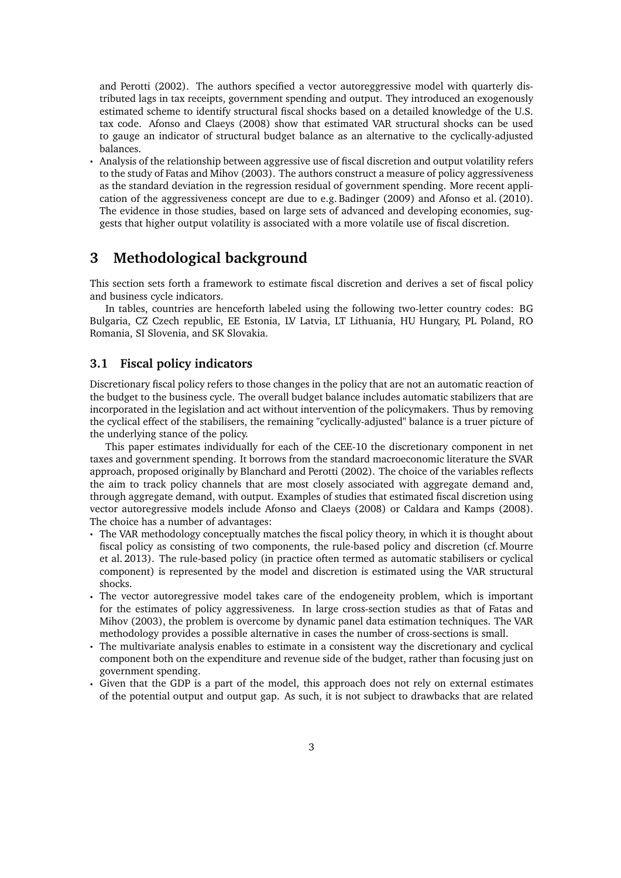and Perotti (2002). The authors specified a vector autoreggressive model with quarterly distributed lags in tax receipts, government spending and output. They introduced an exogenously estimated scheme to identify structural fiscal shocks based on a detailed knowledge of the U.S. tax code. Afonso and Claeys (2008) show that estimated VAR structural shocks can be used to gauge an indicator of structural budget balance as an alternative to the cyclically-adjusted balances.

- Analysis of the relationship between aggressive use of fiscal discretion and output volatility refers to the study of Fatas and Mihov (2003). The authors construct a measure of policy aggressiveness as the standard deviation in the regression residual of government spending. More recent application of the aggressiveness concept are due to e.g. Badinger (2009) and Afonso et al. (2010). The evidence in those studies, based on large sets of advanced and developing economies, suggests that higher output volatility is associated with a more volatile use of fiscal discretion.

# 3 Methodological background

This section sets forth a framework to estimate fiscal discretion and derives a set of fiscal policy and business cycle indicators.

In tables, countries are henceforth labeled using the following two-letter country codes: BG Bulgaria, CZ Czech republic, EE Estonia, LV Latvia, LT Lithuania, HU Hungary, PL Poland, RO Romania, SI Slovenia, and SK Slovakia.

## 3.1 Fiscal policy indicators

Discretionary fiscal policy refers to those changes in the policy that are not an automatic reaction of the budget to the business cycle. The overall budget balance includes automatic stabilizers that are incorporated in the legislation and act without intervention of the policymakers. Thus by removing the cyclical effect of the stabilisers, the remaining "cyclically-adjusted" balance is a truer picture of the underlying stance of the policy.

This paper estimates individually for each of the CEE-10 the discretionary component in net taxes and government spending. It borrows from the standard macroeconomic literature the SVAR approach, proposed originally by Blanchard and Perotti (2002). The choice of the variables reflects the aim to track policy channels that are most closely associated with aggregate demand and, through aggregate demand, with output. Examples of studies that estimated fiscal discretion using vector autoregressive models include Afonso and Claeys (2008) or Caldara and Kamps (2008). The choice has a number of advantages:

- The VAR methodology conceptually matches the fiscal policy theory, in which it is thought about fiscal policy as consisting of two components, the rule-based policy and discretion (cf. Mourre et al. 2013). The rule-based policy (in practice often termed as automatic stabilisers or cyclical component) is represented by the model and discretion is estimated using the VAR structural shocks.
- The vector autoregressive model takes care of the endogeneity problem, which is important for the estimates of policy aggressiveness. In large cross-section studies as that of Fatas and Mihov (2003), the problem is overcome by dynamic panel data estimation techniques. The VAR methodology provides a possible alternative in cases the number of cross-sections is small.
- The multivariate analysis enables to estimate in a consistent way the discretionary and cyclical component both on the expenditure and revenue side of the budget, rather than focusing just on government spending.
- Given that the GDP is a part of the model, this approach does not rely on external estimates of the potential output and output gap. As such, it is not subject to drawbacks that are related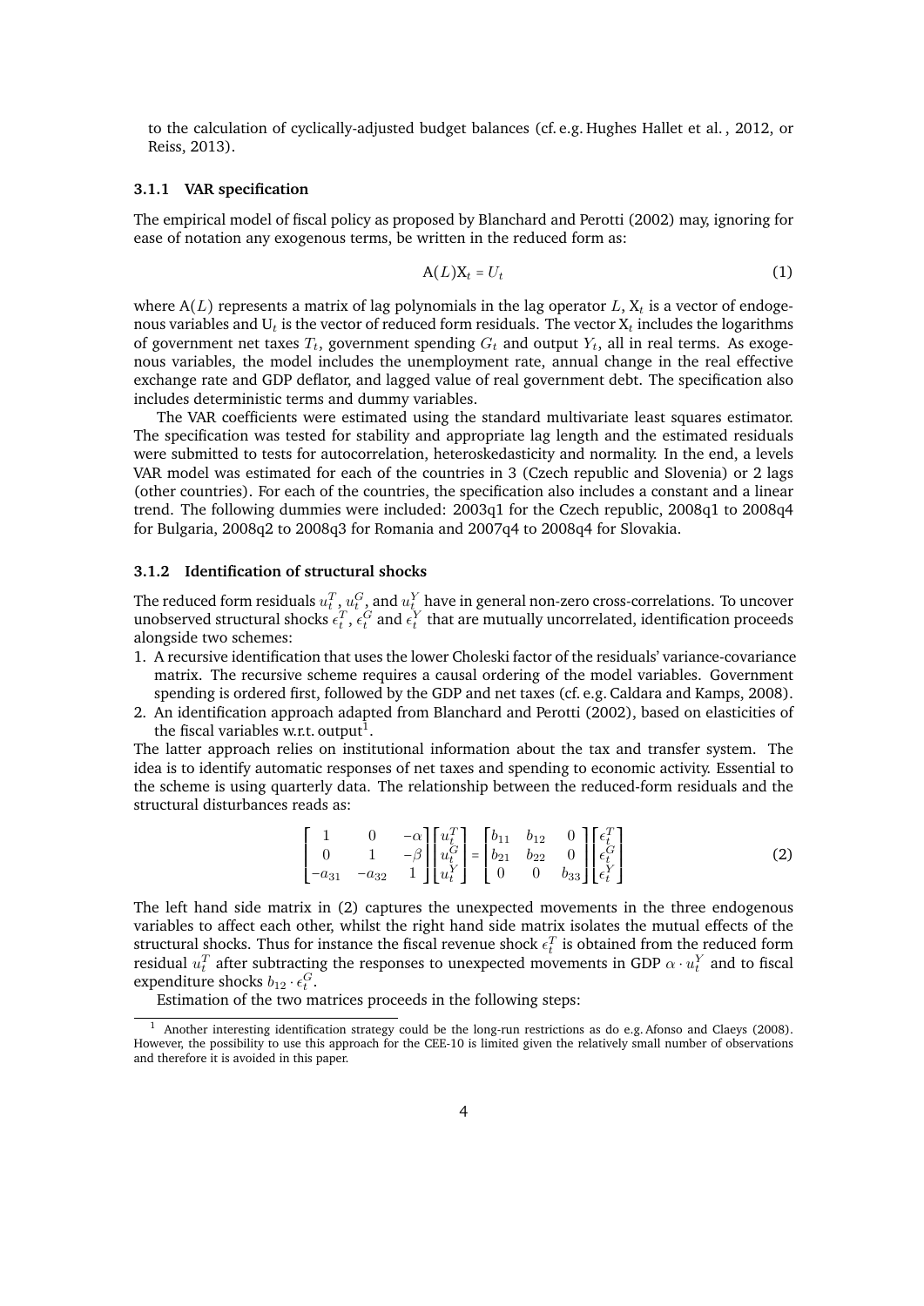to the calculation of cyclically-adjusted budget balances (cf. e.g. Hughes Hallet et al. , 2012, or Reiss, 2013).

### 3.1.1 VAR specification

The empirical model of fiscal policy as proposed by Blanchard and Perotti (2002) may, ignoring for ease of notation any exogenous terms, be written in the reduced form as:

$$A(L)X_t = U_t \tag{1}$$

where $A(L)$ represents a matrix of lag polynomials in the lag operator $L$, $X_t$ is a vector of endogenous variables and $U_t$ is the vector of reduced form residuals. The vector $X_t$ includes the logarithms of government net taxes $T_t$, government spending $G_t$ and output $Y_t$, all in real terms. As exogenous variables, the model includes the unemployment rate, annual change in the real effective exchange rate and GDP deflator, and lagged value of real government debt. The specification also includes deterministic terms and dummy variables.

The VAR coefficients were estimated using the standard multivariate least squares estimator. The specification was tested for stability and appropriate lag length and the estimated residuals were submitted to tests for autocorrelation, heteroskedasticity and normality. In the end, a levels VAR model was estimated for each of the countries in 3 (Czech republic and Slovenia) or 2 lags (other countries). For each of the countries, the specification also includes a constant and a linear trend. The following dummies were included: 2003q1 for the Czech republic, 2008q1 to 2008q4 for Bulgaria, 2008q2 to 2008q3 for Romania and 2007q4 to 2008q4 for Slovakia.

### 3.1.2 Identification of structural shocks

The reduced form residuals $u_t^T$, $u_t^G$, and $u_t^Y$ have in general non-zero cross-correlations. To uncover unobserved structural shocks $\epsilon_t^T$, $\epsilon_t^G$ and $\epsilon_t^Y$ that are mutually uncorrelated, identification proceeds alongside two schemes:

1. A recursive identification that uses the lower Choleski factor of the residuals' variance-covariance matrix. The recursive scheme requires a causal ordering of the model variables. Government spending is ordered first, followed by the GDP and net taxes (cf. e.g. Caldara and Kamps, 2008).
2. An identification approach adapted from Blanchard and Perotti (2002), based on elasticities of the fiscal variables w.r.t. output[1].

The latter approach relies on institutional information about the tax and transfer system. The idea is to identify automatic responses of net taxes and spending to economic activity. Essential to the scheme is using quarterly data. The relationship between the reduced-form residuals and the structural disturbances reads as:

$$\begin{bmatrix} 1 & 0 & -\alpha \\ 0 & 1 & -\beta \\ -a_{31} & -a_{32} & 1 \end{bmatrix} \begin{bmatrix} u_t^T \\ u_t^G \\ u_t^Y \end{bmatrix} = \begin{bmatrix} b_{11} & b_{12} & 0 \\ b_{21} & b_{22} & 0 \\ 0 & 0 & b_{33} \end{bmatrix} \begin{bmatrix} \epsilon_t^T \\ \epsilon_t^G \\ \epsilon_t^Y \end{bmatrix} \tag{2}$$

The left hand side matrix in (2) captures the unexpected movements in the three endogenous variables to affect each other, whilst the right hand side matrix isolates the mutual effects of the structural shocks. Thus for instance the fiscal revenue shock $\epsilon_t^T$ is obtained from the reduced form residual $u_t^T$ after subtracting the responses to unexpected movements in GDP $\alpha \cdot u_t^Y$ and to fiscal expenditure shocks $b_{12} \cdot \epsilon_t^G$.

Estimation of the two matrices proceeds in the following steps:

[1] Another interesting identification strategy could be the long-run restrictions as do e.g. Afonso and Claeys (2008). However, the possibility to use this approach for the CEE-10 is limited given the relatively small number of observations and therefore it is avoided in this paper.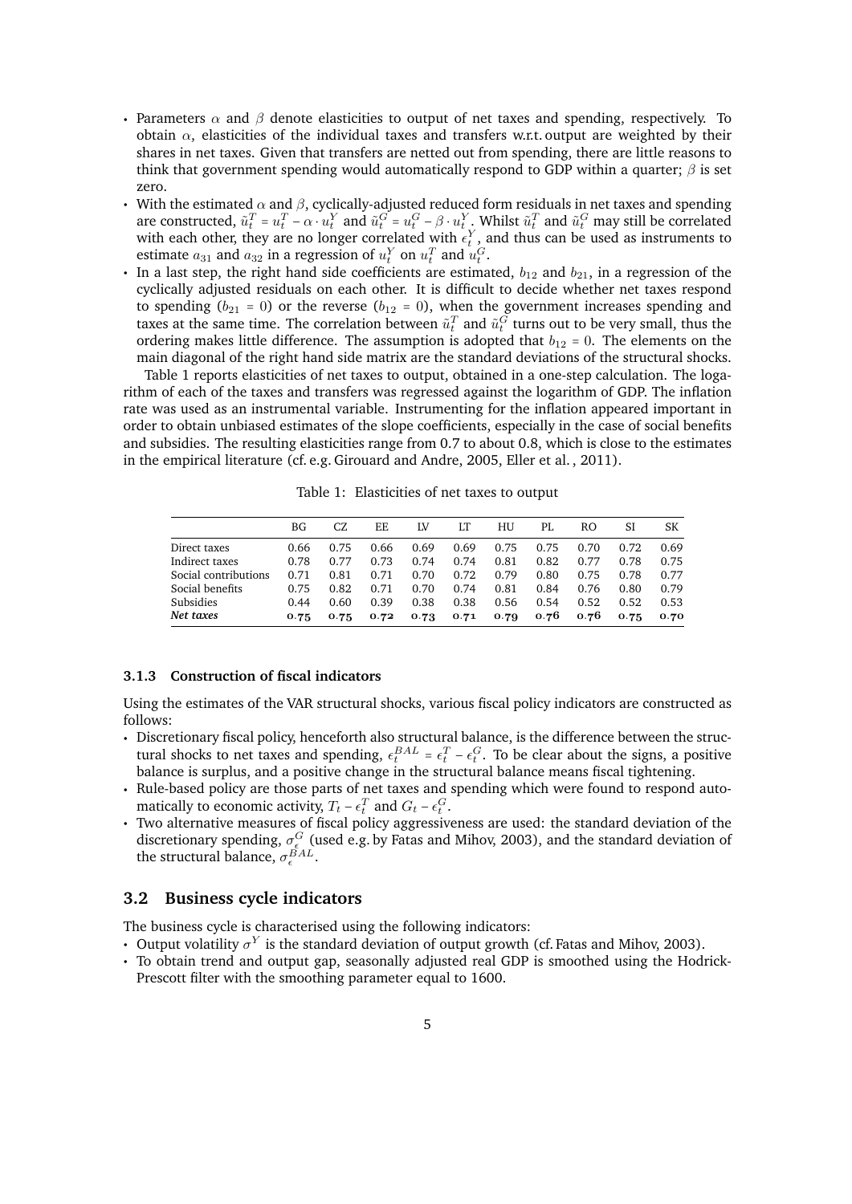- Parameters $\alpha$ and $\beta$ denote elasticities to output of net taxes and spending, respectively. To obtain $\alpha$, elasticities of the individual taxes and transfers w.r.t. output are weighted by their shares in net taxes. Given that transfers are netted out from spending, there are little reasons to think that government spending would automatically respond to GDP within a quarter; $\beta$ is set zero.
- With the estimated $\alpha$ and $\beta$, cyclically-adjusted reduced form residuals in net taxes and spending are constructed, $\tilde{u}_t^T = u_t^T - \alpha \cdot u_t^Y$ and $\tilde{u}_t^G = u_t^G - \beta \cdot u_t^Y$. Whilst $\tilde{u}_t^T$ and $\tilde{u}_t^G$ may still be correlated with each other, they are no longer correlated with $\epsilon_t^Y$, and thus can be used as instruments to estimate $a_{31}$ and $a_{32}$ in a regression of $u_t^Y$ on $u_t^T$ and $u_t^G$.
- In a last step, the right hand side coefficients are estimated, $b_{12}$ and $b_{21}$, in a regression of the cyclically adjusted residuals on each other. It is difficult to decide whether net taxes respond to spending ($b_{21} = 0$) or the reverse ($b_{12} = 0$), when the government increases spending and taxes at the same time. The correlation between $\tilde{u}_t^T$ and $\tilde{u}_t^G$ turns out to be very small, thus the ordering makes little difference. The assumption is adopted that $b_{12} = 0$. The elements on the main diagonal of the right hand side matrix are the standard deviations of the structural shocks.

Table 1 reports elasticities of net taxes to output, obtained in a one-step calculation. The logarithm of each of the taxes and transfers was regressed against the logarithm of GDP. The inflation rate was used as an instrumental variable. Instrumenting for the inflation appeared important in order to obtain unbiased estimates of the slope coefficients, especially in the case of social benefits and subsidies. The resulting elasticities range from 0.7 to about 0.8, which is close to the estimates in the empirical literature (cf. e.g. Girouard and Andre, 2005, Eller et al. , 2011).

Table 1: Elasticities of net taxes to output

| | BG | CZ | EE | LV | LT | HU | PL | RO | SI | SK |
|---|---|---|---|---|---|---|---|---|---|---|
| Direct taxes | 0.66 | 0.75 | 0.66 | 0.69 | 0.69 | 0.75 | 0.75 | 0.70 | 0.72 | 0.69 |
| Indirect taxes | 0.78 | 0.77 | 0.73 | 0.74 | 0.74 | 0.81 | 0.82 | 0.77 | 0.78 | 0.75 |
| Social contributions | 0.71 | 0.81 | 0.71 | 0.70 | 0.72 | 0.79 | 0.80 | 0.75 | 0.78 | 0.77 |
| Social benefits | 0.75 | 0.82 | 0.71 | 0.70 | 0.74 | 0.81 | 0.84 | 0.76 | 0.80 | 0.79 |
| Subsidies | 0.44 | 0.60 | 0.39 | 0.38 | 0.38 | 0.56 | 0.54 | 0.52 | 0.52 | 0.53 |
| ***Net taxes*** | **0.75** | **0.75** | **0.72** | **0.73** | **0.71** | **0.79** | **0.76** | **0.76** | **0.75** | **0.70** |

#### 3.1.3 Construction of fiscal indicators

Using the estimates of the VAR structural shocks, various fiscal policy indicators are constructed as follows:

- Discretionary fiscal policy, henceforth also structural balance, is the difference between the structural shocks to net taxes and spending, $\epsilon_t^{BAL} = \epsilon_t^T - \epsilon_t^G$. To be clear about the signs, a positive balance is surplus, and a positive change in the structural balance means fiscal tightening.
- Rule-based policy are those parts of net taxes and spending which were found to respond automatically to economic activity, $T_t - \epsilon_t^T$ and $G_t - \epsilon_t^G$.
- Two alternative measures of fiscal policy aggressiveness are used: the standard deviation of the discretionary spending, $\sigma_\epsilon^G$ (used e.g. by Fatas and Mihov, 2003), and the standard deviation of the structural balance, $\sigma_\epsilon^{BAL}$.

### 3.2 Business cycle indicators

The business cycle is characterised using the following indicators:

- Output volatility $\sigma^Y$ is the standard deviation of output growth (cf. Fatas and Mihov, 2003).
- To obtain trend and output gap, seasonally adjusted real GDP is smoothed using the Hodrick-Prescott filter with the smoothing parameter equal to 1600.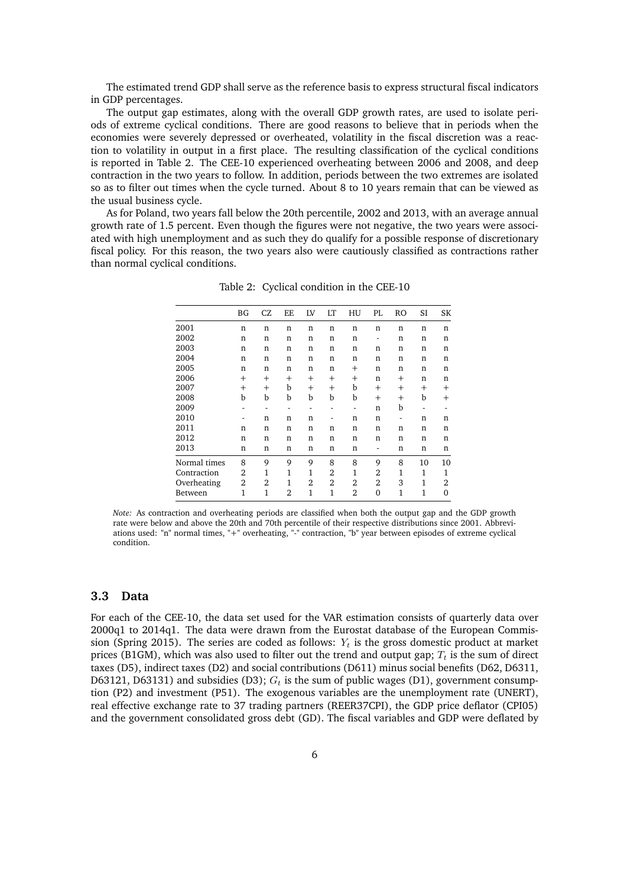The estimated trend GDP shall serve as the reference basis to express structural fiscal indicators in GDP percentages.

The output gap estimates, along with the overall GDP growth rates, are used to isolate periods of extreme cyclical conditions. There are good reasons to believe that in periods when the economies were severely depressed or overheated, volatility in the fiscal discretion was a reaction to volatility in output in a first place. The resulting classification of the cyclical conditions is reported in Table 2. The CEE-10 experienced overheating between 2006 and 2008, and deep contraction in the two years to follow. In addition, periods between the two extremes are isolated so as to filter out times when the cycle turned. About 8 to 10 years remain that can be viewed as the usual business cycle.

As for Poland, two years fall below the 20th percentile, 2002 and 2013, with an average annual growth rate of 1.5 percent. Even though the figures were not negative, the two years were associated with high unemployment and as such they do qualify for a possible response of discretionary fiscal policy. For this reason, the two years also were cautiously classified as contractions rather than normal cyclical conditions.

Table 2: Cyclical condition in the CEE-10

| | BG | CZ | EE | LV | LT | HU | PL | RO | SI | SK |
|---|---|---|---|---|---|---|---|---|---|---|
| 2001 | n | n | n | n | n | n | n | n | n | n |
| 2002 | n | n | n | n | n | n | - | n | n | n |
| 2003 | n | n | n | n | n | n | n | n | n | n |
| 2004 | n | n | n | n | n | n | n | n | n | n |
| 2005 | n | n | n | n | n | + | n | n | n | n |
| 2006 | + | + | + | + | + | + | n | + | n | n |
| 2007 | + | + | b | + | + | b | + | + | + | + |
| 2008 | b | b | b | b | b | b | + | + | b | + |
| 2009 | - | - | - | - | - | - | n | b | - | - |
| 2010 | - | n | n | n | - | n | n | - | n | n |
| 2011 | n | n | n | n | n | n | n | n | n | n |
| 2012 | n | n | n | n | n | n | n | n | n | n |
| 2013 | n | n | n | n | n | n | - | n | n | n |
| Normal times | 8 | 9 | 9 | 9 | 8 | 8 | 9 | 8 | 10 | 10 |
| Contraction | 2 | 1 | 1 | 1 | 2 | 1 | 2 | 1 | 1 | 1 |
| Overheating | 2 | 2 | 1 | 2 | 2 | 2 | 2 | 3 | 1 | 2 |
| Between | 1 | 1 | 2 | 1 | 1 | 2 | 0 | 1 | 1 | 0 |

*Note:* As contraction and overheating periods are classified when both the output gap and the GDP growth rate were below and above the 20th and 70th percentile of their respective distributions since 2001. Abbreviations used: "n" normal times, "+" overheating, "-" contraction, "b" year between episodes of extreme cyclical condition.

### 3.3 Data

For each of the CEE-10, the data set used for the VAR estimation consists of quarterly data over 2000q1 to 2014q1. The data were drawn from the Eurostat database of the European Commission (Spring 2015). The series are coded as follows: $Y_t$ is the gross domestic product at market prices (B1GM), which was also used to filter out the trend and output gap; $T_t$ is the sum of direct taxes (D5), indirect taxes (D2) and social contributions (D611) minus social benefits (D62, D6311, D63121, D63131) and subsidies (D3); $G_t$ is the sum of public wages (D1), government consumption (P2) and investment (P51). The exogenous variables are the unemployment rate (UNERT), real effective exchange rate to 37 trading partners (REER37CPI), the GDP price deflator (CPI05) and the government consolidated gross debt (GD). The fiscal variables and GDP were deflated by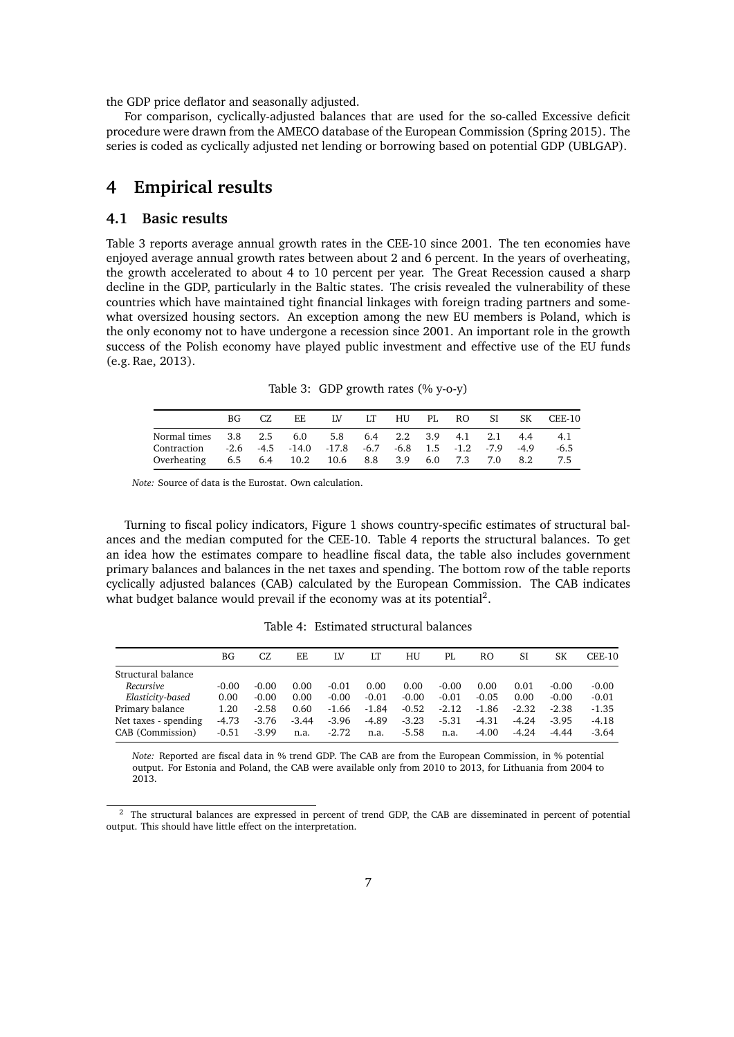the GDP price deflator and seasonally adjusted.

For comparison, cyclically-adjusted balances that are used for the so-called Excessive deficit procedure were drawn from the AMECO database of the European Commission (Spring 2015). The series is coded as cyclically adjusted net lending or borrowing based on potential GDP (UBLGAP).

# 4 Empirical results

## 4.1 Basic results

Table 3 reports average annual growth rates in the CEE-10 since 2001. The ten economies have enjoyed average annual growth rates between about 2 and 6 percent. In the years of overheating, the growth accelerated to about 4 to 10 percent per year. The Great Recession caused a sharp decline in the GDP, particularly in the Baltic states. The crisis revealed the vulnerability of these countries which have maintained tight financial linkages with foreign trading partners and somewhat oversized housing sectors. An exception among the new EU members is Poland, which is the only economy not to have undergone a recession since 2001. An important role in the growth success of the Polish economy have played public investment and effective use of the EU funds (e.g. Rae, 2013).

Table 3: GDP growth rates (% y-o-y)

| | BG | CZ | EE | LV | LT | HU | PL | RO | SI | SK | CEE-10 |
|---|---|---|---|---|---|---|---|---|---|---|---|
| Normal times | 3.8 | 2.5 | 6.0 | 5.8 | 6.4 | 2.2 | 3.9 | 4.1 | 2.1 | 4.4 | 4.1 |
| Contraction | -2.6 | -4.5 | -14.0 | -17.8 | -6.7 | -6.8 | 1.5 | -1.2 | -7.9 | -4.9 | -6.5 |
| Overheating | 6.5 | 6.4 | 10.2 | 10.6 | 8.8 | 3.9 | 6.0 | 7.3 | 7.0 | 8.2 | 7.5 |

*Note:* Source of data is the Eurostat. Own calculation.

Turning to fiscal policy indicators, Figure 1 shows country-specific estimates of structural balances and the median computed for the CEE-10. Table 4 reports the structural balances. To get an idea how the estimates compare to headline fiscal data, the table also includes government primary balances and balances in the net taxes and spending. The bottom row of the table reports cyclically adjusted balances (CAB) calculated by the European Commission. The CAB indicates what budget balance would prevail if the economy was at its potential[2].

Table 4: Estimated structural balances

| | BG | CZ | EE | LV | LT | HU | PL | RO | SI | SK | CEE-10 |
|---|---|---|---|---|---|---|---|---|---|---|---|
| Structural balance | | | | | | | | | | | |
| *Recursive* | -0.00 | -0.00 | 0.00 | -0.01 | 0.00 | 0.00 | -0.00 | 0.00 | 0.01 | -0.00 | -0.00 |
| *Elasticity-based* | 0.00 | -0.00 | 0.00 | -0.00 | -0.01 | -0.00 | -0.01 | -0.05 | 0.00 | -0.00 | -0.01 |
| Primary balance | 1.20 | -2.58 | 0.60 | -1.66 | -1.84 | -0.52 | -2.12 | -1.86 | -2.32 | -2.38 | -1.35 |
| Net taxes - spending | -4.73 | -3.76 | -3.44 | -3.96 | -4.89 | -3.23 | -5.31 | -4.31 | -4.24 | -3.95 | -4.18 |
| CAB (Commission) | -0.51 | -3.99 | n.a. | -2.72 | n.a. | -5.58 | n.a. | -4.00 | -4.24 | -4.44 | -3.64 |

*Note:* Reported are fiscal data in % trend GDP. The CAB are from the European Commission, in % potential output. For Estonia and Poland, the CAB were available only from 2010 to 2013, for Lithuania from 2004 to 2013.

[2] The structural balances are expressed in percent of trend GDP, the CAB are disseminated in percent of potential output. This should have little effect on the interpretation.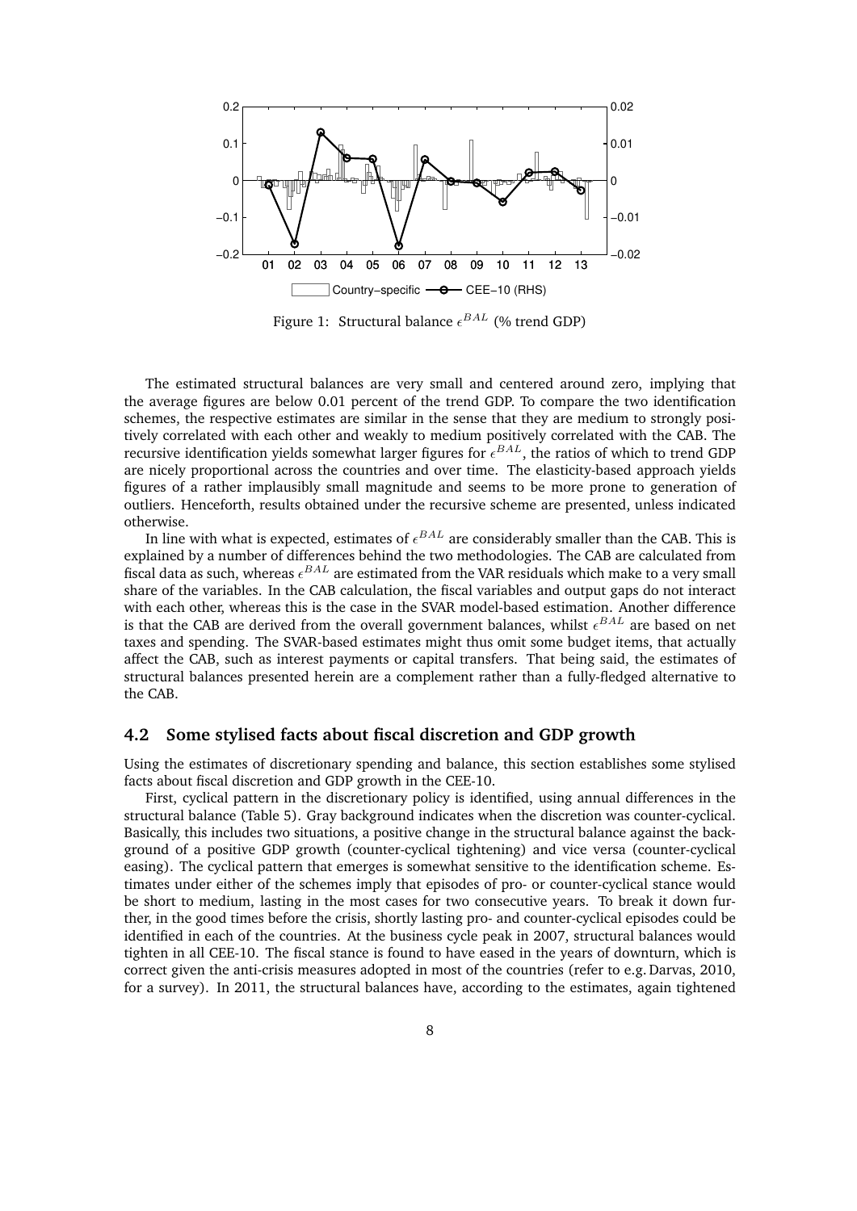Figure 1: Structural balance $\epsilon^{BAL}$ (% trend GDP)

The estimated structural balances are very small and centered around zero, implying that the average figures are below 0.01 percent of the trend GDP. To compare the two identification schemes, the respective estimates are similar in the sense that they are medium to strongly positively correlated with each other and weakly to medium positively correlated with the CAB. The recursive identification yields somewhat larger figures for $\epsilon^{BAL}$, the ratios of which to trend GDP are nicely proportional across the countries and over time. The elasticity-based approach yields figures of a rather implausibly small magnitude and seems to be more prone to generation of outliers. Henceforth, results obtained under the recursive scheme are presented, unless indicated otherwise.

In line with what is expected, estimates of $\epsilon^{BAL}$ are considerably smaller than the CAB. This is explained by a number of differences behind the two methodologies. The CAB are calculated from fiscal data as such, whereas $\epsilon^{BAL}$ are estimated from the VAR residuals which make to a very small share of the variables. In the CAB calculation, the fiscal variables and output gaps do not interact with each other, whereas this is the case in the SVAR model-based estimation. Another difference is that the CAB are derived from the overall government balances, whilst $\epsilon^{BAL}$ are based on net taxes and spending. The SVAR-based estimates might thus omit some budget items, that actually affect the CAB, such as interest payments or capital transfers. That being said, the estimates of structural balances presented herein are a complement rather than a fully-fledged alternative to the CAB.

## 4.2 Some stylised facts about fiscal discretion and GDP growth

Using the estimates of discretionary spending and balance, this section establishes some stylised facts about fiscal discretion and GDP growth in the CEE-10.

First, cyclical pattern in the discretionary policy is identified, using annual differences in the structural balance (Table 5). Gray background indicates when the discretion was counter-cyclical. Basically, this includes two situations, a positive change in the structural balance against the background of a positive GDP growth (counter-cyclical tightening) and vice versa (counter-cyclical easing). The cyclical pattern that emerges is somewhat sensitive to the identification scheme. Estimates under either of the schemes imply that episodes of pro- or counter-cyclical stance would be short to medium, lasting in the most cases for two consecutive years. To break it down further, in the good times before the crisis, shortly lasting pro- and counter-cyclical episodes could be identified in each of the countries. At the business cycle peak in 2007, structural balances would tighten in all CEE-10. The fiscal stance is found to have eased in the years of downturn, which is correct given the anti-crisis measures adopted in most of the countries (refer to e.g. Darvas, 2010, for a survey). In 2011, the structural balances have, according to the estimates, again tightened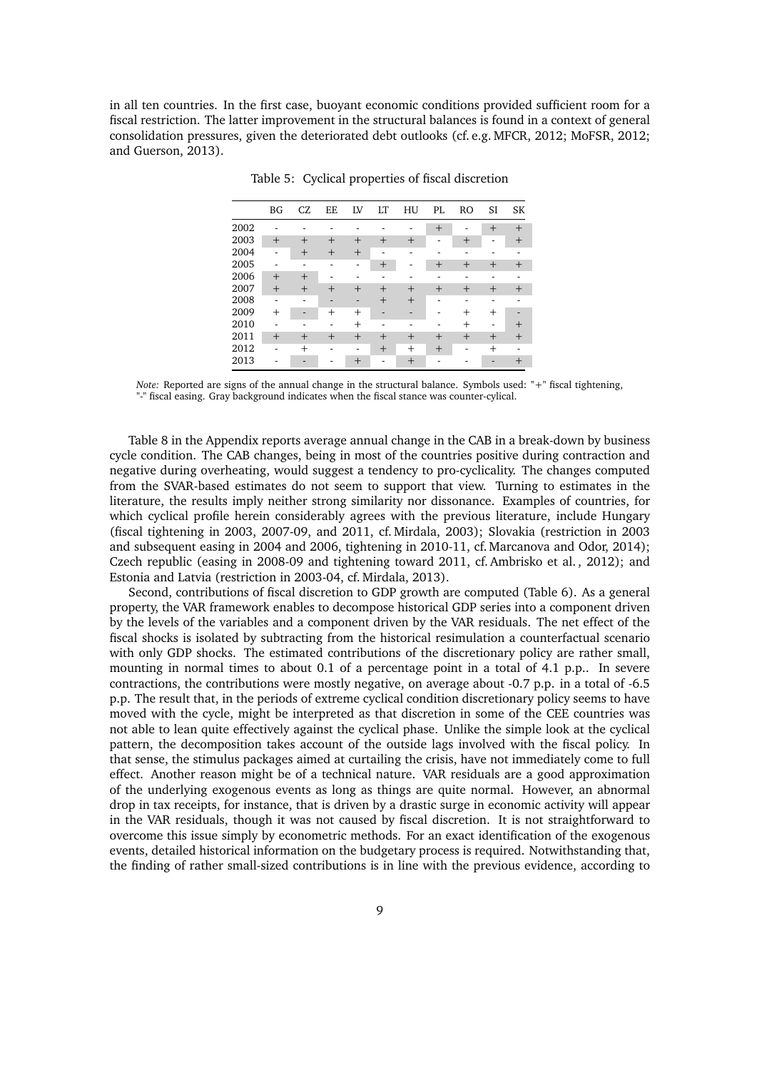in all ten countries. In the first case, buoyant economic conditions provided sufficient room for a fiscal restriction. The latter improvement in the structural balances is found in a context of general consolidation pressures, given the deteriorated debt outlooks (cf. e.g. MFCR, 2012; MoFSR, 2012; and Guerson, 2013).

Table 5: Cyclical properties of fiscal discretion

| | BG | CZ | EE | LV | LT | HU | PL | RO | SI | SK |
|---|---|---|---|---|---|---|---|---|---|---|
| 2002 | - | - | - | - | - | - | + | - | + | + |
| 2003 | + | + | + | + | + | + | - | + | - | + |
| 2004 | - | + | + | + | - | - | - | - | - | - |
| 2005 | - | - | - | - | + | - | + | + | + | + |
| 2006 | + | + | - | - | - | - | - | - | - | - |
| 2007 | + | + | + | + | + | + | + | + | + | + |
| 2008 | - | - | - | - | + | + | - | - | - | - |
| 2009 | + | - | + | + | - | - | - | + | + | - |
| 2010 | - | - | - | + | - | - | - | + | - | + |
| 2011 | + | + | + | + | + | + | + | + | + | + |
| 2012 | - | + | - | - | + | + | + | - | + | - |
| 2013 | - | - | - | + | - | + | - | - | - | + |

*Note:* Reported are signs of the annual change in the structural balance. Symbols used: "+" fiscal tightening, "-" fiscal easing. Gray background indicates when the fiscal stance was counter-cylical.

Table 8 in the Appendix reports average annual change in the CAB in a break-down by business cycle condition. The CAB changes, being in most of the countries positive during contraction and negative during overheating, would suggest a tendency to pro-cyclicality. The changes computed from the SVAR-based estimates do not seem to support that view. Turning to estimates in the literature, the results imply neither strong similarity nor dissonance. Examples of countries, for which cyclical profile herein considerably agrees with the previous literature, include Hungary (fiscal tightening in 2003, 2007-09, and 2011, cf. Mirdala, 2003); Slovakia (restriction in 2003 and subsequent easing in 2004 and 2006, tightening in 2010-11, cf. Marcanova and Odor, 2014); Czech republic (easing in 2008-09 and tightening toward 2011, cf. Ambrisko et al. , 2012); and Estonia and Latvia (restriction in 2003-04, cf. Mirdala, 2013).

Second, contributions of fiscal discretion to GDP growth are computed (Table 6). As a general property, the VAR framework enables to decompose historical GDP series into a component driven by the levels of the variables and a component driven by the VAR residuals. The net effect of the fiscal shocks is isolated by subtracting from the historical resimulation a counterfactual scenario with only GDP shocks. The estimated contributions of the discretionary policy are rather small, mounting in normal times to about 0.1 of a percentage point in a total of 4.1 p.p.. In severe contractions, the contributions were mostly negative, on average about -0.7 p.p. in a total of -6.5 p.p. The result that, in the periods of extreme cyclical condition discretionary policy seems to have moved with the cycle, might be interpreted as that discretion in some of the CEE countries was not able to lean quite effectively against the cyclical phase. Unlike the simple look at the cyclical pattern, the decomposition takes account of the outside lags involved with the fiscal policy. In that sense, the stimulus packages aimed at curtailing the crisis, have not immediately come to full effect. Another reason might be of a technical nature. VAR residuals are a good approximation of the underlying exogenous events as long as things are quite normal. However, an abnormal drop in tax receipts, for instance, that is driven by a drastic surge in economic activity will appear in the VAR residuals, though it was not caused by fiscal discretion. It is not straightforward to overcome this issue simply by econometric methods. For an exact identification of the exogenous events, detailed historical information on the budgetary process is required. Notwithstanding that, the finding of rather small-sized contributions is in line with the previous evidence, according to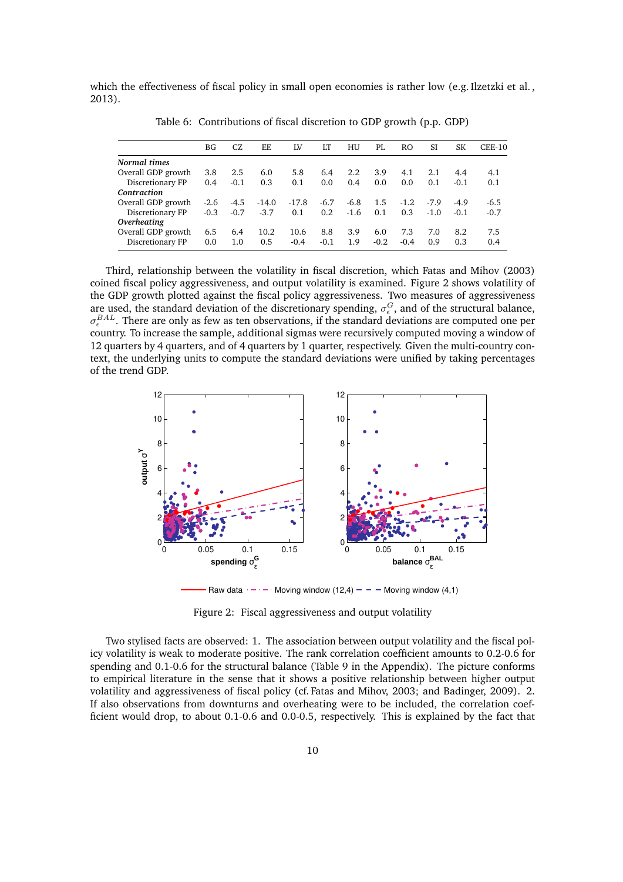which the effectiveness of fiscal policy in small open economies is rather low (e.g. Ilzetzki et al., 2013).

Table 6: Contributions of fiscal discretion to GDP growth (p.p. GDP)

| | BG | CZ | EE | LV | LT | HU | PL | RO | SI | SK | CEE-10 |
|---|---|---|---|---|---|---|---|---|---|---|---|
| ***Normal times*** | | | | | | | | | | | |
| Overall GDP growth | 3.8 | 2.5 | 6.0 | 5.8 | 6.4 | 2.2 | 3.9 | 4.1 | 2.1 | 4.4 | 4.1 |
| Discretionary FP | 0.4 | -0.1 | 0.3 | 0.1 | 0.0 | 0.4 | 0.0 | 0.0 | 0.1 | -0.1 | 0.1 |
| ***Contraction*** | | | | | | | | | | | |
| Overall GDP growth | -2.6 | -4.5 | -14.0 | -17.8 | -6.7 | -6.8 | 1.5 | -1.2 | -7.9 | -4.9 | -6.5 |
| Discretionary FP | -0.3 | -0.7 | -3.7 | 0.1 | 0.2 | -1.6 | 0.1 | 0.3 | -1.0 | -0.1 | -0.7 |
| ***Overheating*** | | | | | | | | | | | |
| Overall GDP growth | 6.5 | 6.4 | 10.2 | 10.6 | 8.8 | 3.9 | 6.0 | 7.3 | 7.0 | 8.2 | 7.5 |
| Discretionary FP | 0.0 | 1.0 | 0.5 | -0.4 | -0.1 | 1.9 | -0.2 | -0.4 | 0.9 | 0.3 | 0.4 |

Third, relationship between the volatility in fiscal discretion, which Fatas and Mihov (2003) coined fiscal policy aggressiveness, and output volatility is examined. Figure 2 shows volatility of the GDP growth plotted against the fiscal policy aggressiveness. Two measures of aggressiveness are used, the standard deviation of the discretionary spending, $\sigma_{\epsilon}^{G}$, and of the structural balance, $\sigma_{\epsilon}^{BAL}$. There are only as few as ten observations, if the standard deviations are computed one per country. To increase the sample, additional sigmas were recursively computed moving a window of 12 quarters by 4 quarters, and of 4 quarters by 1 quarter, respectively. Given the multi-country context, the underlying units to compute the standard deviations were unified by taking percentages of the trend GDP.

Figure 2: Fiscal aggressiveness and output volatility

Two stylised facts are observed: 1. The association between output volatility and the fiscal policy volatility is weak to moderate positive. The rank correlation coefficient amounts to 0.2-0.6 for spending and 0.1-0.6 for the structural balance (Table 9 in the Appendix). The picture conforms to empirical literature in the sense that it shows a positive relationship between higher output volatility and aggressiveness of fiscal policy (cf. Fatas and Mihov, 2003; and Badinger, 2009). 2. If also observations from downturns and overheating were to be included, the correlation coefficient would drop, to about 0.1-0.6 and 0.0-0.5, respectively. This is explained by the fact that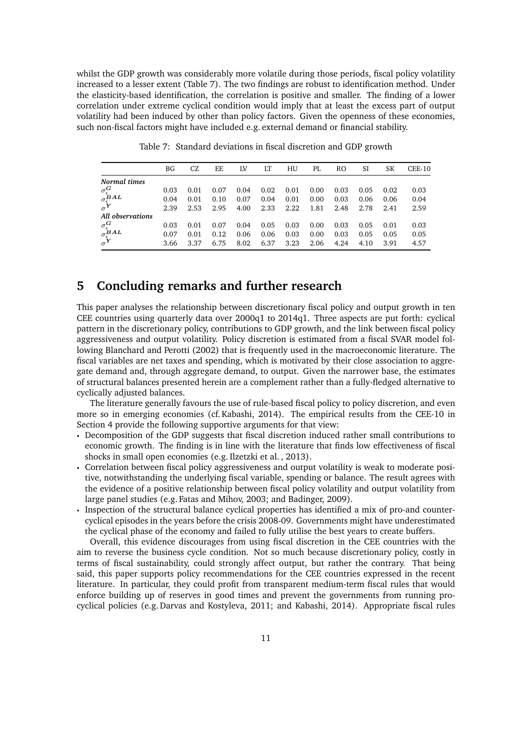whilst the GDP growth was considerably more volatile during those periods, fiscal policy volatility increased to a lesser extent (Table 7). The two findings are robust to identification method. Under the elasticity-based identification, the correlation is positive and smaller. The finding of a lower correlation under extreme cyclical condition would imply that at least the excess part of output volatility had been induced by other than policy factors. Given the openness of these economies, such non-fiscal factors might have included e.g. external demand or financial stability.

Table 7: Standard deviations in fiscal discretion and GDP growth

| | BG | CZ | EE | LV | LT | HU | PL | RO | SI | SK | CEE-10 |
|---|---|---|---|---|---|---|---|---|---|---|---|
| ***Normal times*** | | | | | | | | | | | |
| $\sigma_{\epsilon}^{G}$ | 0.03 | 0.01 | 0.07 | 0.04 | 0.02 | 0.01 | 0.00 | 0.03 | 0.05 | 0.02 | 0.03 |
| $\sigma_{\epsilon}^{BAL}$ | 0.04 | 0.01 | 0.10 | 0.07 | 0.04 | 0.01 | 0.00 | 0.03 | 0.06 | 0.06 | 0.04 |
| $\sigma^{Y}$ | 2.39 | 2.53 | 2.95 | 4.00 | 2.33 | 2.22 | 1.81 | 2.48 | 2.78 | 2.41 | 2.59 |
| ***All observations*** | | | | | | | | | | | |
| $\sigma_{\epsilon}^{G}$ | 0.03 | 0.01 | 0.07 | 0.04 | 0.05 | 0.03 | 0.00 | 0.03 | 0.05 | 0.01 | 0.03 |
| $\sigma_{\epsilon}^{BAL}$ | 0.07 | 0.01 | 0.12 | 0.06 | 0.06 | 0.03 | 0.00 | 0.03 | 0.05 | 0.05 | 0.05 |
| $\sigma^{Y}$ | 3.66 | 3.37 | 6.75 | 8.02 | 6.37 | 3.23 | 2.06 | 4.24 | 4.10 | 3.91 | 4.57 |

# 5 Concluding remarks and further research

This paper analyses the relationship between discretionary fiscal policy and output growth in ten CEE countries using quarterly data over 2000q1 to 2014q1. Three aspects are put forth: cyclical pattern in the discretionary policy, contributions to GDP growth, and the link between fiscal policy aggressiveness and output volatility. Policy discretion is estimated from a fiscal SVAR model following Blanchard and Perotti (2002) that is frequently used in the macroeconomic literature. The fiscal variables are net taxes and spending, which is motivated by their close association to aggregate demand and, through aggregate demand, to output. Given the narrower base, the estimates of structural balances presented herein are a complement rather than a fully-fledged alternative to cyclically adjusted balances.

The literature generally favours the use of rule-based fiscal policy to policy discretion, and even more so in emerging economies (cf. Kabashi, 2014). The empirical results from the CEE-10 in Section 4 provide the following supportive arguments for that view:

- Decomposition of the GDP suggests that fiscal discretion induced rather small contributions to economic growth. The finding is in line with the literature that finds low effectiveness of fiscal shocks in small open economies (e.g. Ilzetzki et al. , 2013).
- Correlation between fiscal policy aggressiveness and output volatility is weak to moderate positive, notwithstanding the underlying fiscal variable, spending or balance. The result agrees with the evidence of a positive relationship between fiscal policy volatility and output volatility from large panel studies (e.g. Fatas and Mihov, 2003; and Badinger, 2009).
- Inspection of the structural balance cyclical properties has identified a mix of pro-and countercyclical episodes in the years before the crisis 2008-09. Governments might have underestimated the cyclical phase of the economy and failed to fully utilise the best years to create buffers.

Overall, this evidence discourages from using fiscal discretion in the CEE countries with the aim to reverse the business cycle condition. Not so much because discretionary policy, costly in terms of fiscal sustainability, could strongly affect output, but rather the contrary. That being said, this paper supports policy recommendations for the CEE countries expressed in the recent literature. In particular, they could profit from transparent medium-term fiscal rules that would enforce building up of reserves in good times and prevent the governments from running procyclical policies (e.g. Darvas and Kostyleva, 2011; and Kabashi, 2014). Appropriate fiscal rules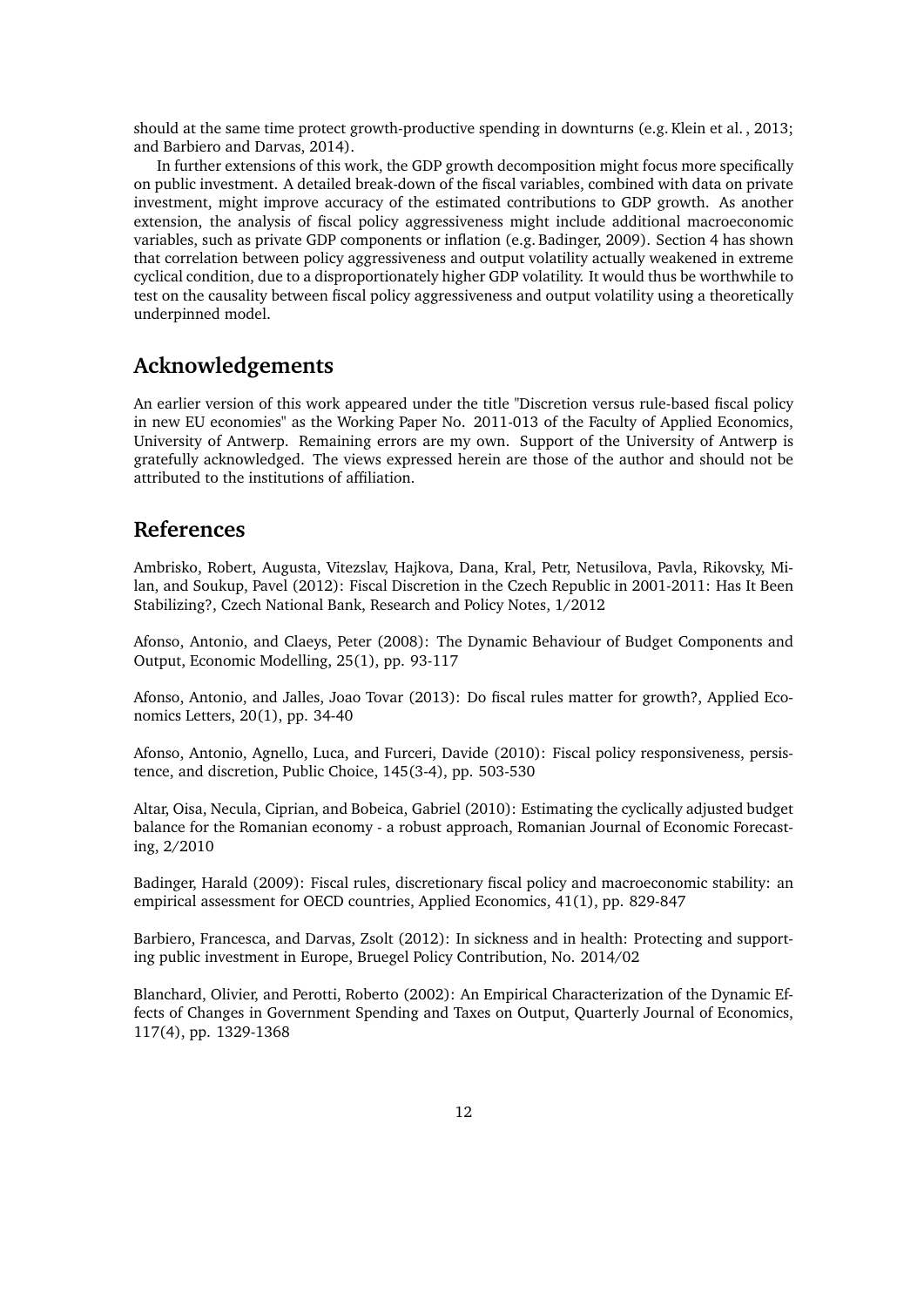should at the same time protect growth-productive spending in downturns (e.g. Klein et al. , 2013; and Barbiero and Darvas, 2014).

In further extensions of this work, the GDP growth decomposition might focus more specifically on public investment. A detailed break-down of the fiscal variables, combined with data on private investment, might improve accuracy of the estimated contributions to GDP growth. As another extension, the analysis of fiscal policy aggressiveness might include additional macroeconomic variables, such as private GDP components or inflation (e.g. Badinger, 2009). Section 4 has shown that correlation between policy aggressiveness and output volatility actually weakened in extreme cyclical condition, due to a disproportionately higher GDP volatility. It would thus be worthwhile to test on the causality between fiscal policy aggressiveness and output volatility using a theoretically underpinned model.

## Acknowledgements

An earlier version of this work appeared under the title "Discretion versus rule-based fiscal policy in new EU economies" as the Working Paper No. 2011-013 of the Faculty of Applied Economics, University of Antwerp. Remaining errors are my own. Support of the University of Antwerp is gratefully acknowledged. The views expressed herein are those of the author and should not be attributed to the institutions of affiliation.

## References

Ambrisko, Robert, Augusta, Vitezslav, Hajkova, Dana, Kral, Petr, Netusilova, Pavla, Rikovsky, Milan, and Soukup, Pavel (2012): Fiscal Discretion in the Czech Republic in 2001-2011: Has It Been Stabilizing?, Czech National Bank, Research and Policy Notes, 1/2012

Afonso, Antonio, and Claeys, Peter (2008): The Dynamic Behaviour of Budget Components and Output, Economic Modelling, 25(1), pp. 93-117

Afonso, Antonio, and Jalles, Joao Tovar (2013): Do fiscal rules matter for growth?, Applied Economics Letters, 20(1), pp. 34-40

Afonso, Antonio, Agnello, Luca, and Furceri, Davide (2010): Fiscal policy responsiveness, persistence, and discretion, Public Choice, 145(3-4), pp. 503-530

Altar, Oisa, Necula, Ciprian, and Bobeica, Gabriel (2010): Estimating the cyclically adjusted budget balance for the Romanian economy - a robust approach, Romanian Journal of Economic Forecasting, 2/2010

Badinger, Harald (2009): Fiscal rules, discretionary fiscal policy and macroeconomic stability: an empirical assessment for OECD countries, Applied Economics, 41(1), pp. 829-847

Barbiero, Francesca, and Darvas, Zsolt (2012): In sickness and in health: Protecting and supporting public investment in Europe, Bruegel Policy Contribution, No. 2014/02

Blanchard, Olivier, and Perotti, Roberto (2002): An Empirical Characterization of the Dynamic Effects of Changes in Government Spending and Taxes on Output, Quarterly Journal of Economics, 117(4), pp. 1329-1368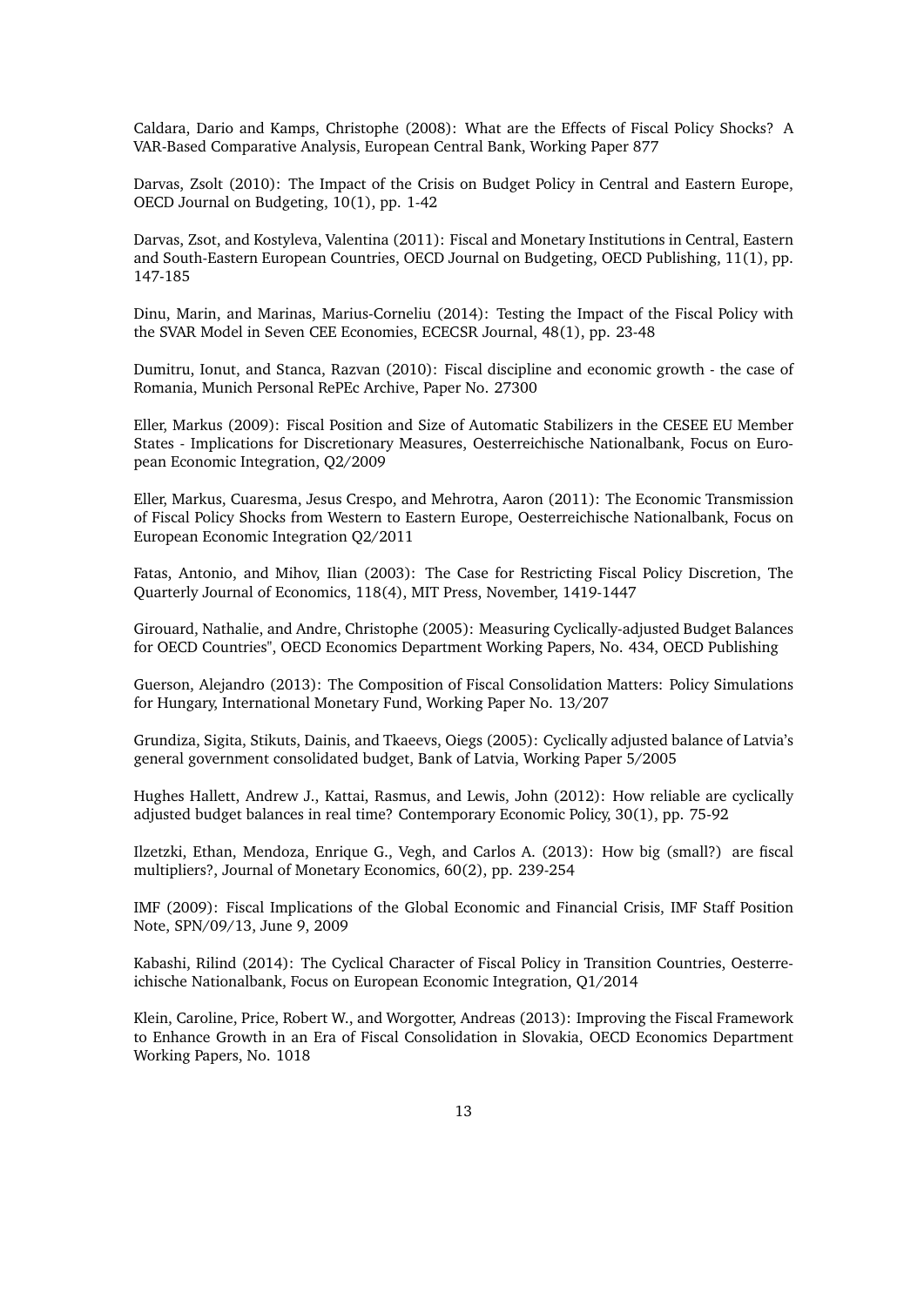Caldara, Dario and Kamps, Christophe (2008): What are the Effects of Fiscal Policy Shocks? A VAR-Based Comparative Analysis, European Central Bank, Working Paper 877

Darvas, Zsolt (2010): The Impact of the Crisis on Budget Policy in Central and Eastern Europe, OECD Journal on Budgeting, 10(1), pp. 1-42

Darvas, Zsot, and Kostyleva, Valentina (2011): Fiscal and Monetary Institutions in Central, Eastern and South-Eastern European Countries, OECD Journal on Budgeting, OECD Publishing, 11(1), pp. 147-185

Dinu, Marin, and Marinas, Marius-Corneliu (2014): Testing the Impact of the Fiscal Policy with the SVAR Model in Seven CEE Economies, ECECSR Journal, 48(1), pp. 23-48

Dumitru, Ionut, and Stanca, Razvan (2010): Fiscal discipline and economic growth - the case of Romania, Munich Personal RePEc Archive, Paper No. 27300

Eller, Markus (2009): Fiscal Position and Size of Automatic Stabilizers in the CESEE EU Member States - Implications for Discretionary Measures, Oesterreichische Nationalbank, Focus on European Economic Integration, Q2/2009

Eller, Markus, Cuaresma, Jesus Crespo, and Mehrotra, Aaron (2011): The Economic Transmission of Fiscal Policy Shocks from Western to Eastern Europe, Oesterreichische Nationalbank, Focus on European Economic Integration Q2/2011

Fatas, Antonio, and Mihov, Ilian (2003): The Case for Restricting Fiscal Policy Discretion, The Quarterly Journal of Economics, 118(4), MIT Press, November, 1419-1447

Girouard, Nathalie, and Andre, Christophe (2005): Measuring Cyclically-adjusted Budget Balances for OECD Countries", OECD Economics Department Working Papers, No. 434, OECD Publishing

Guerson, Alejandro (2013): The Composition of Fiscal Consolidation Matters: Policy Simulations for Hungary, International Monetary Fund, Working Paper No. 13/207

Grundiza, Sigita, Stikuts, Dainis, and Tkaeevs, Oiegs (2005): Cyclically adjusted balance of Latvia's general government consolidated budget, Bank of Latvia, Working Paper 5/2005

Hughes Hallett, Andrew J., Kattai, Rasmus, and Lewis, John (2012): How reliable are cyclically adjusted budget balances in real time? Contemporary Economic Policy, 30(1), pp. 75-92

Ilzetzki, Ethan, Mendoza, Enrique G., Vegh, and Carlos A. (2013): How big (small?) are fiscal multipliers?, Journal of Monetary Economics, 60(2), pp. 239-254

IMF (2009): Fiscal Implications of the Global Economic and Financial Crisis, IMF Staff Position Note, SPN/09/13, June 9, 2009

Kabashi, Rilind (2014): The Cyclical Character of Fiscal Policy in Transition Countries, Oesterreichische Nationalbank, Focus on European Economic Integration, Q1/2014

Klein, Caroline, Price, Robert W., and Worgotter, Andreas (2013): Improving the Fiscal Framework to Enhance Growth in an Era of Fiscal Consolidation in Slovakia, OECD Economics Department Working Papers, No. 1018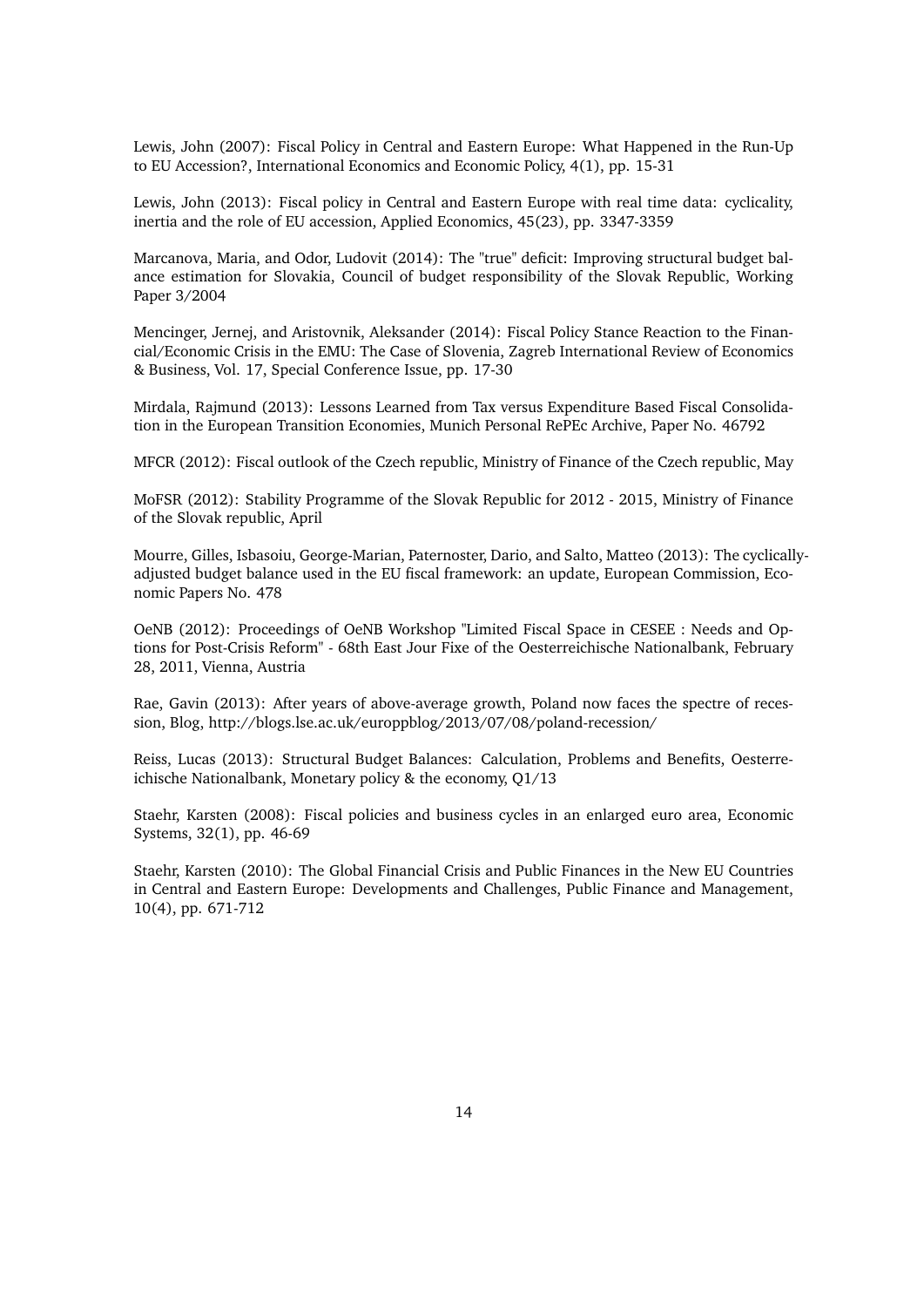Lewis, John (2007): Fiscal Policy in Central and Eastern Europe: What Happened in the Run-Up to EU Accession?, International Economics and Economic Policy, 4(1), pp. 15-31

Lewis, John (2013): Fiscal policy in Central and Eastern Europe with real time data: cyclicality, inertia and the role of EU accession, Applied Economics, 45(23), pp. 3347-3359

Marcanova, Maria, and Odor, Ludovit (2014): The "true" deficit: Improving structural budget balance estimation for Slovakia, Council of budget responsibility of the Slovak Republic, Working Paper 3/2004

Mencinger, Jernej, and Aristovnik, Aleksander (2014): Fiscal Policy Stance Reaction to the Financial/Economic Crisis in the EMU: The Case of Slovenia, Zagreb International Review of Economics & Business, Vol. 17, Special Conference Issue, pp. 17-30

Mirdala, Rajmund (2013): Lessons Learned from Tax versus Expenditure Based Fiscal Consolidation in the European Transition Economies, Munich Personal RePEc Archive, Paper No. 46792

MFCR (2012): Fiscal outlook of the Czech republic, Ministry of Finance of the Czech republic, May

MoFSR (2012): Stability Programme of the Slovak Republic for 2012 - 2015, Ministry of Finance of the Slovak republic, April

Mourre, Gilles, Isbasoiu, George-Marian, Paternoster, Dario, and Salto, Matteo (2013): The cyclically-adjusted budget balance used in the EU fiscal framework: an update, European Commission, Economic Papers No. 478

OeNB (2012): Proceedings of OeNB Workshop "Limited Fiscal Space in CESEE : Needs and Options for Post-Crisis Reform" - 68th East Jour Fixe of the Oesterreichische Nationalbank, February 28, 2011, Vienna, Austria

Rae, Gavin (2013): After years of above-average growth, Poland now faces the spectre of recession, Blog, http://blogs.lse.ac.uk/europpblog/2013/07/08/poland-recession/

Reiss, Lucas (2013): Structural Budget Balances: Calculation, Problems and Benefits, Oesterreichische Nationalbank, Monetary policy & the economy, Q1/13

Staehr, Karsten (2008): Fiscal policies and business cycles in an enlarged euro area, Economic Systems, 32(1), pp. 46-69

Staehr, Karsten (2010): The Global Financial Crisis and Public Finances in the New EU Countries in Central and Eastern Europe: Developments and Challenges, Public Finance and Management, 10(4), pp. 671-712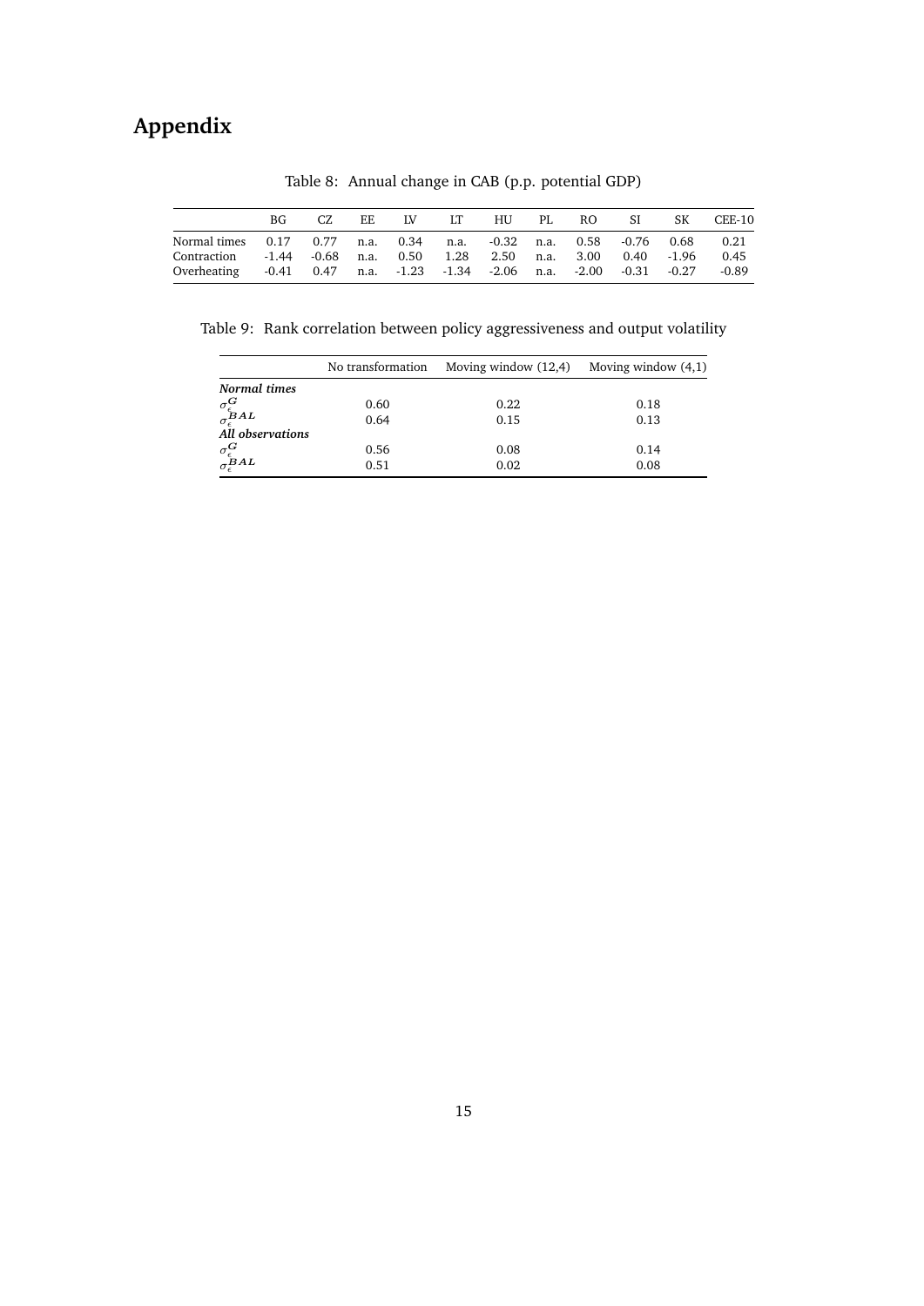# Appendix

Table 8: Annual change in CAB (p.p. potential GDP)

| | BG | CZ | EE | LV | LT | HU | PL | RO | SI | SK | CEE-10 |
|---|---|---|---|---|---|---|---|---|---|---|---|
| Normal times | 0.17 | 0.77 | n.a. | 0.34 | n.a. | -0.32 | n.a. | 0.58 | -0.76 | 0.68 | 0.21 |
| Contraction | -1.44 | -0.68 | n.a. | 0.50 | 1.28 | 2.50 | n.a. | 3.00 | 0.40 | -1.96 | 0.45 |
| Overheating | -0.41 | 0.47 | n.a. | -1.23 | -1.34 | -2.06 | n.a. | -2.00 | -0.31 | -0.27 | -0.89 |

Table 9: Rank correlation between policy aggressiveness and output volatility

| | No transformation | Moving window (12,4) | Moving window (4,1) |
|---|---|---|---|
| ***Normal times*** | | | |
| $\sigma_{\epsilon}^{G}$ | 0.60 | 0.22 | 0.18 |
| $\sigma_{\epsilon}^{BAL}$ | 0.64 | 0.15 | 0.13 |
| ***All observations*** | | | |
| $\sigma_{\epsilon}^{G}$ | 0.56 | 0.08 | 0.14 |
| $\sigma_{\epsilon}^{BAL}$ | 0.51 | 0.02 | 0.08 |